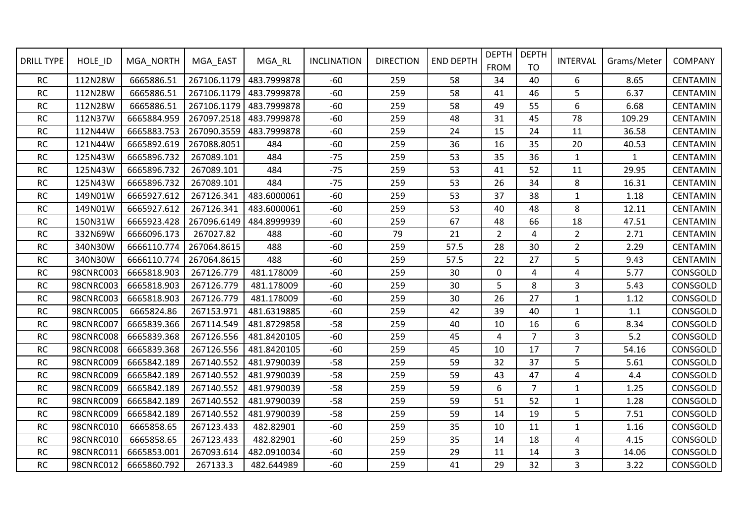| DRILL TYPE | HOLE_ID | MGA_NORTH | MGA_EAST | MGA_RL | INCLINATION | DIRECTION | END DEPTH | DEPTH FROM | DEPTH TO | INTERVAL | Grams/Meter | COMPANY |
|---|---|---|---|---|---|---|---|---|---|---|---|---|
| RC | 112N28W | 6665886.51 | 267106.1179 | 483.7999878 | -60 | 259 | 58 | 34 | 40 | 6 | 8.65 | CENTAMIN |
| RC | 112N28W | 6665886.51 | 267106.1179 | 483.7999878 | -60 | 259 | 58 | 41 | 46 | 5 | 6.37 | CENTAMIN |
| RC | 112N28W | 6665886.51 | 267106.1179 | 483.7999878 | -60 | 259 | 58 | 49 | 55 | 6 | 6.68 | CENTAMIN |
| RC | 112N37W | 6665884.959 | 267097.2518 | 483.7999878 | -60 | 259 | 48 | 31 | 45 | 78 | 109.29 | CENTAMIN |
| RC | 112N44W | 6665883.753 | 267090.3559 | 483.7999878 | -60 | 259 | 24 | 15 | 24 | 11 | 36.58 | CENTAMIN |
| RC | 121N44W | 6665892.619 | 267088.8051 | 484 | -60 | 259 | 36 | 16 | 35 | 20 | 40.53 | CENTAMIN |
| RC | 125N43W | 6665896.732 | 267089.101 | 484 | -75 | 259 | 53 | 35 | 36 | 1 | 1 | CENTAMIN |
| RC | 125N43W | 6665896.732 | 267089.101 | 484 | -75 | 259 | 53 | 41 | 52 | 11 | 29.95 | CENTAMIN |
| RC | 125N43W | 6665896.732 | 267089.101 | 484 | -75 | 259 | 53 | 26 | 34 | 8 | 16.31 | CENTAMIN |
| RC | 149N01W | 6665927.612 | 267126.341 | 483.6000061 | -60 | 259 | 53 | 37 | 38 | 1 | 1.18 | CENTAMIN |
| RC | 149N01W | 6665927.612 | 267126.341 | 483.6000061 | -60 | 259 | 53 | 40 | 48 | 8 | 12.11 | CENTAMIN |
| RC | 150N31W | 6665923.428 | 267096.6149 | 484.8999939 | -60 | 259 | 67 | 48 | 66 | 18 | 47.51 | CENTAMIN |
| RC | 332N69W | 6666096.173 | 267027.82 | 488 | -60 | 79 | 21 | 2 | 4 | 2 | 2.71 | CENTAMIN |
| RC | 340N30W | 6666110.774 | 267064.8615 | 488 | -60 | 259 | 57.5 | 28 | 30 | 2 | 2.29 | CENTAMIN |
| RC | 340N30W | 6666110.774 | 267064.8615 | 488 | -60 | 259 | 57.5 | 22 | 27 | 5 | 9.43 | CENTAMIN |
| RC | 98CNRC003 | 6665818.903 | 267126.779 | 481.178009 | -60 | 259 | 30 | 0 | 4 | 4 | 5.77 | CONSGOLD |
| RC | 98CNRC003 | 6665818.903 | 267126.779 | 481.178009 | -60 | 259 | 30 | 5 | 8 | 3 | 5.43 | CONSGOLD |
| RC | 98CNRC003 | 6665818.903 | 267126.779 | 481.178009 | -60 | 259 | 30 | 26 | 27 | 1 | 1.12 | CONSGOLD |
| RC | 98CNRC005 | 6665824.86 | 267153.971 | 481.6319885 | -60 | 259 | 42 | 39 | 40 | 1 | 1.1 | CONSGOLD |
| RC | 98CNRC007 | 6665839.366 | 267114.549 | 481.8729858 | -58 | 259 | 40 | 10 | 16 | 6 | 8.34 | CONSGOLD |
| RC | 98CNRC008 | 6665839.368 | 267126.556 | 481.8420105 | -60 | 259 | 45 | 4 | 7 | 3 | 5.2 | CONSGOLD |
| RC | 98CNRC008 | 6665839.368 | 267126.556 | 481.8420105 | -60 | 259 | 45 | 10 | 17 | 7 | 54.16 | CONSGOLD |
| RC | 98CNRC009 | 6665842.189 | 267140.552 | 481.9790039 | -58 | 259 | 59 | 32 | 37 | 5 | 5.61 | CONSGOLD |
| RC | 98CNRC009 | 6665842.189 | 267140.552 | 481.9790039 | -58 | 259 | 59 | 43 | 47 | 4 | 4.4 | CONSGOLD |
| RC | 98CNRC009 | 6665842.189 | 267140.552 | 481.9790039 | -58 | 259 | 59 | 6 | 7 | 1 | 1.25 | CONSGOLD |
| RC | 98CNRC009 | 6665842.189 | 267140.552 | 481.9790039 | -58 | 259 | 59 | 51 | 52 | 1 | 1.28 | CONSGOLD |
| RC | 98CNRC009 | 6665842.189 | 267140.552 | 481.9790039 | -58 | 259 | 59 | 14 | 19 | 5 | 7.51 | CONSGOLD |
| RC | 98CNRC010 | 6665858.65 | 267123.433 | 482.82901 | -60 | 259 | 35 | 10 | 11 | 1 | 1.16 | CONSGOLD |
| RC | 98CNRC010 | 6665858.65 | 267123.433 | 482.82901 | -60 | 259 | 35 | 14 | 18 | 4 | 4.15 | CONSGOLD |
| RC | 98CNRC011 | 6665853.001 | 267093.614 | 482.0910034 | -60 | 259 | 29 | 11 | 14 | 3 | 14.06 | CONSGOLD |
| RC | 98CNRC012 | 6665860.792 | 267133.3 | 482.644989 | -60 | 259 | 41 | 29 | 32 | 3 | 3.22 | CONSGOLD |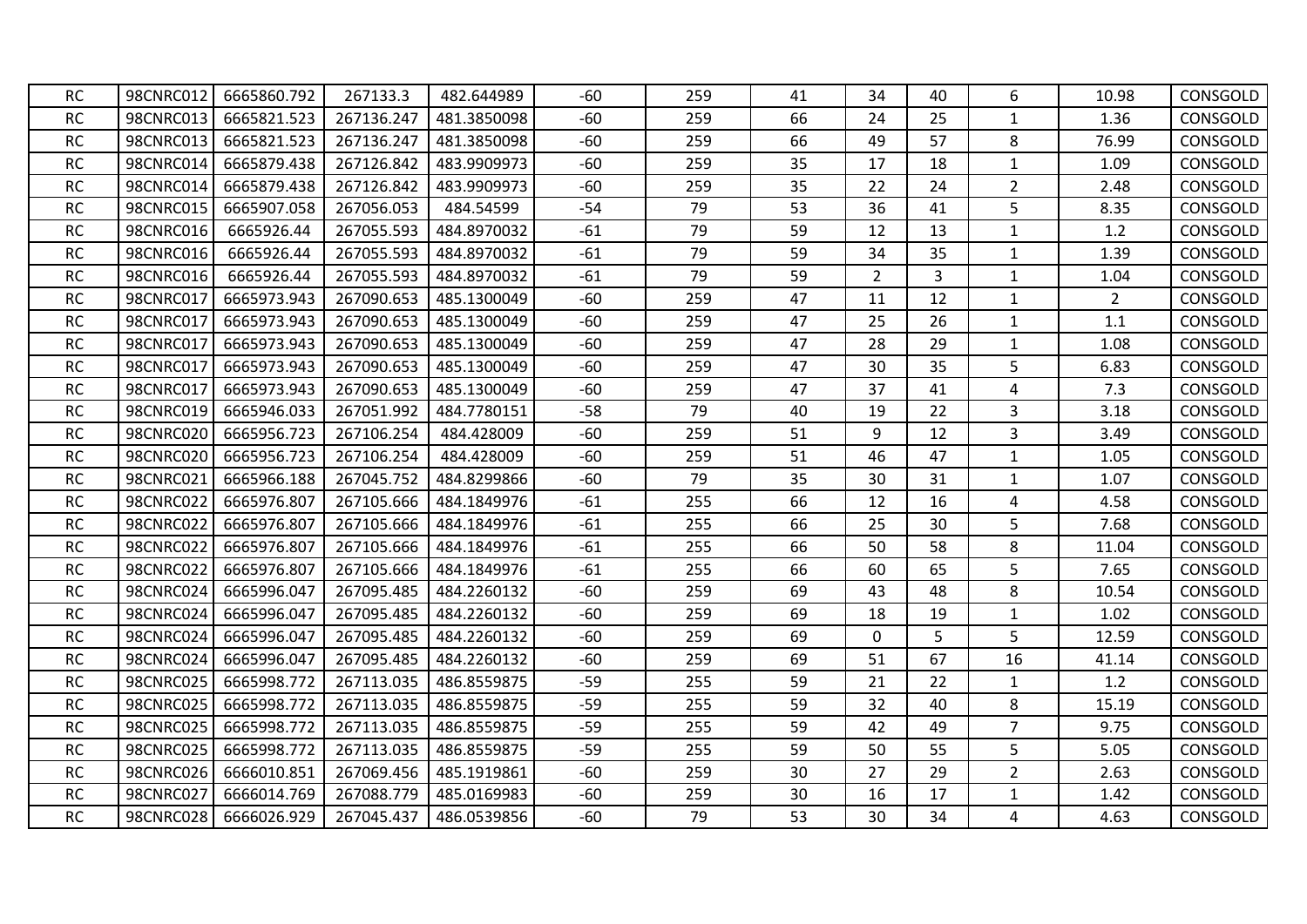| | | | | | | | | | | | | |
|---|---|---|---|---|---|---|---|---|---|---|---|---|
| RC | 98CNRC012 | 6665860.792 | 267133.3 | 482.644989 | -60 | 259 | 41 | 34 | 40 | 6 | 10.98 | CONSGOLD |
| RC | 98CNRC013 | 6665821.523 | 267136.247 | 481.3850098 | -60 | 259 | 66 | 24 | 25 | 1 | 1.36 | CONSGOLD |
| RC | 98CNRC013 | 6665821.523 | 267136.247 | 481.3850098 | -60 | 259 | 66 | 49 | 57 | 8 | 76.99 | CONSGOLD |
| RC | 98CNRC014 | 6665879.438 | 267126.842 | 483.9909973 | -60 | 259 | 35 | 17 | 18 | 1 | 1.09 | CONSGOLD |
| RC | 98CNRC014 | 6665879.438 | 267126.842 | 483.9909973 | -60 | 259 | 35 | 22 | 24 | 2 | 2.48 | CONSGOLD |
| RC | 98CNRC015 | 6665907.058 | 267056.053 | 484.54599 | -54 | 79 | 53 | 36 | 41 | 5 | 8.35 | CONSGOLD |
| RC | 98CNRC016 | 6665926.44 | 267055.593 | 484.8970032 | -61 | 79 | 59 | 12 | 13 | 1 | 1.2 | CONSGOLD |
| RC | 98CNRC016 | 6665926.44 | 267055.593 | 484.8970032 | -61 | 79 | 59 | 34 | 35 | 1 | 1.39 | CONSGOLD |
| RC | 98CNRC016 | 6665926.44 | 267055.593 | 484.8970032 | -61 | 79 | 59 | 2 | 3 | 1 | 1.04 | CONSGOLD |
| RC | 98CNRC017 | 6665973.943 | 267090.653 | 485.1300049 | -60 | 259 | 47 | 11 | 12 | 1 | 2 | CONSGOLD |
| RC | 98CNRC017 | 6665973.943 | 267090.653 | 485.1300049 | -60 | 259 | 47 | 25 | 26 | 1 | 1.1 | CONSGOLD |
| RC | 98CNRC017 | 6665973.943 | 267090.653 | 485.1300049 | -60 | 259 | 47 | 28 | 29 | 1 | 1.08 | CONSGOLD |
| RC | 98CNRC017 | 6665973.943 | 267090.653 | 485.1300049 | -60 | 259 | 47 | 30 | 35 | 5 | 6.83 | CONSGOLD |
| RC | 98CNRC017 | 6665973.943 | 267090.653 | 485.1300049 | -60 | 259 | 47 | 37 | 41 | 4 | 7.3 | CONSGOLD |
| RC | 98CNRC019 | 6665946.033 | 267051.992 | 484.7780151 | -58 | 79 | 40 | 19 | 22 | 3 | 3.18 | CONSGOLD |
| RC | 98CNRC020 | 6665956.723 | 267106.254 | 484.428009 | -60 | 259 | 51 | 9 | 12 | 3 | 3.49 | CONSGOLD |
| RC | 98CNRC020 | 6665956.723 | 267106.254 | 484.428009 | -60 | 259 | 51 | 46 | 47 | 1 | 1.05 | CONSGOLD |
| RC | 98CNRC021 | 6665966.188 | 267045.752 | 484.8299866 | -60 | 79 | 35 | 30 | 31 | 1 | 1.07 | CONSGOLD |
| RC | 98CNRC022 | 6665976.807 | 267105.666 | 484.1849976 | -61 | 255 | 66 | 12 | 16 | 4 | 4.58 | CONSGOLD |
| RC | 98CNRC022 | 6665976.807 | 267105.666 | 484.1849976 | -61 | 255 | 66 | 25 | 30 | 5 | 7.68 | CONSGOLD |
| RC | 98CNRC022 | 6665976.807 | 267105.666 | 484.1849976 | -61 | 255 | 66 | 50 | 58 | 8 | 11.04 | CONSGOLD |
| RC | 98CNRC022 | 6665976.807 | 267105.666 | 484.1849976 | -61 | 255 | 66 | 60 | 65 | 5 | 7.65 | CONSGOLD |
| RC | 98CNRC024 | 6665996.047 | 267095.485 | 484.2260132 | -60 | 259 | 69 | 43 | 48 | 8 | 10.54 | CONSGOLD |
| RC | 98CNRC024 | 6665996.047 | 267095.485 | 484.2260132 | -60 | 259 | 69 | 18 | 19 | 1 | 1.02 | CONSGOLD |
| RC | 98CNRC024 | 6665996.047 | 267095.485 | 484.2260132 | -60 | 259 | 69 | 0 | 5 | 5 | 12.59 | CONSGOLD |
| RC | 98CNRC024 | 6665996.047 | 267095.485 | 484.2260132 | -60 | 259 | 69 | 51 | 67 | 16 | 41.14 | CONSGOLD |
| RC | 98CNRC025 | 6665998.772 | 267113.035 | 486.8559875 | -59 | 255 | 59 | 21 | 22 | 1 | 1.2 | CONSGOLD |
| RC | 98CNRC025 | 6665998.772 | 267113.035 | 486.8559875 | -59 | 255 | 59 | 32 | 40 | 8 | 15.19 | CONSGOLD |
| RC | 98CNRC025 | 6665998.772 | 267113.035 | 486.8559875 | -59 | 255 | 59 | 42 | 49 | 7 | 9.75 | CONSGOLD |
| RC | 98CNRC025 | 6665998.772 | 267113.035 | 486.8559875 | -59 | 255 | 59 | 50 | 55 | 5 | 5.05 | CONSGOLD |
| RC | 98CNRC026 | 6666010.851 | 267069.456 | 485.1919861 | -60 | 259 | 30 | 27 | 29 | 2 | 2.63 | CONSGOLD |
| RC | 98CNRC027 | 6666014.769 | 267088.779 | 485.0169983 | -60 | 259 | 30 | 16 | 17 | 1 | 1.42 | CONSGOLD |
| RC | 98CNRC028 | 6666026.929 | 267045.437 | 486.0539856 | -60 | 79 | 53 | 30 | 34 | 4 | 4.63 | CONSGOLD |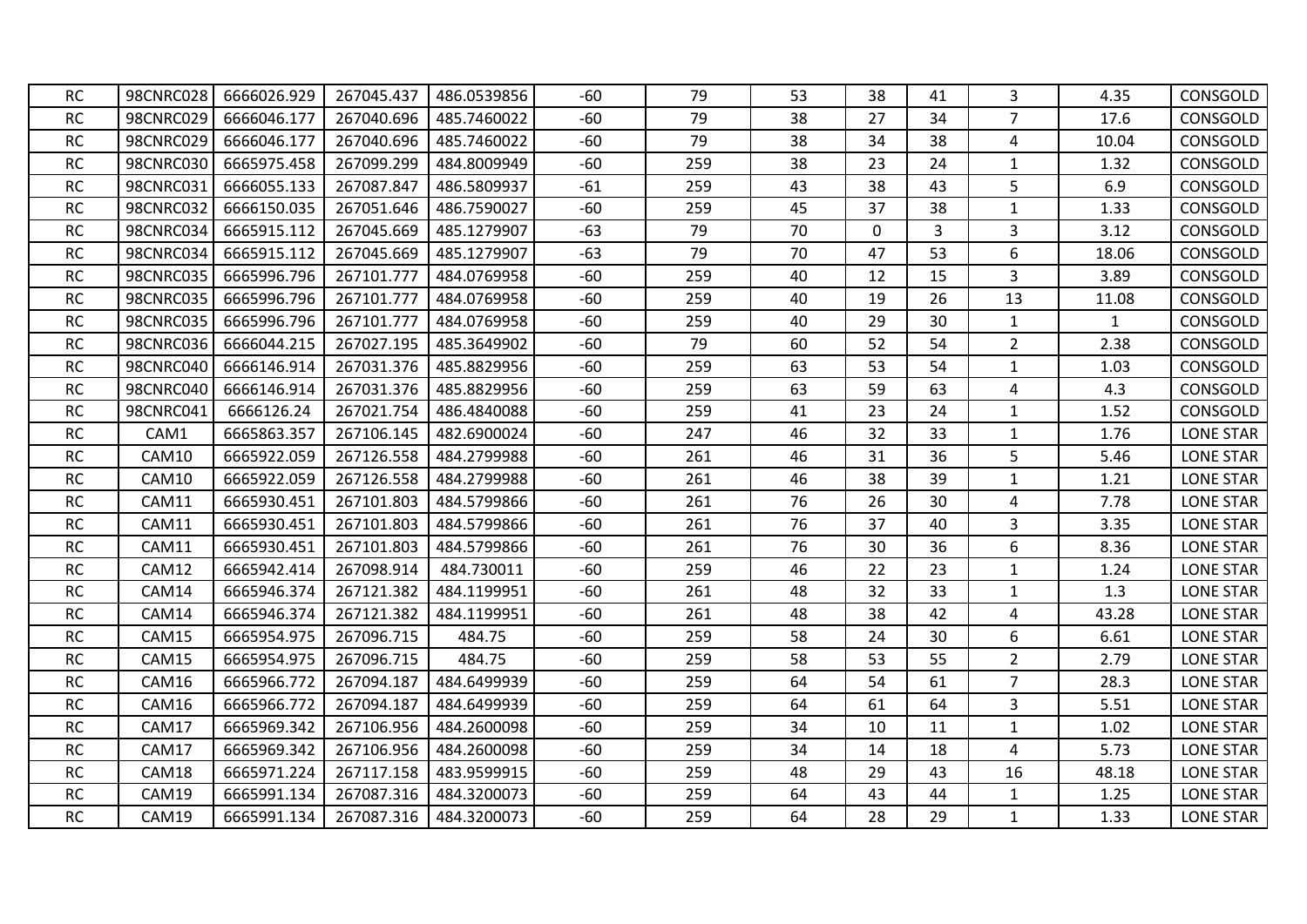| | | | | | | | | | | | | |
|---|---|---|---|---|---|---|---|---|---|---|---|---|
| RC | 98CNRC028 | 6666026.929 | 267045.437 | 486.0539856 | -60 | 79 | 53 | 38 | 41 | 3 | 4.35 | CONSGOLD |
| RC | 98CNRC029 | 6666046.177 | 267040.696 | 485.7460022 | -60 | 79 | 38 | 27 | 34 | 7 | 17.6 | CONSGOLD |
| RC | 98CNRC029 | 6666046.177 | 267040.696 | 485.7460022 | -60 | 79 | 38 | 34 | 38 | 4 | 10.04 | CONSGOLD |
| RC | 98CNRC030 | 6665975.458 | 267099.299 | 484.8009949 | -60 | 259 | 38 | 23 | 24 | 1 | 1.32 | CONSGOLD |
| RC | 98CNRC031 | 6666055.133 | 267087.847 | 486.5809937 | -61 | 259 | 43 | 38 | 43 | 5 | 6.9 | CONSGOLD |
| RC | 98CNRC032 | 6666150.035 | 267051.646 | 486.7590027 | -60 | 259 | 45 | 37 | 38 | 1 | 1.33 | CONSGOLD |
| RC | 98CNRC034 | 6665915.112 | 267045.669 | 485.1279907 | -63 | 79 | 70 | 0 | 3 | 3 | 3.12 | CONSGOLD |
| RC | 98CNRC034 | 6665915.112 | 267045.669 | 485.1279907 | -63 | 79 | 70 | 47 | 53 | 6 | 18.06 | CONSGOLD |
| RC | 98CNRC035 | 6665996.796 | 267101.777 | 484.0769958 | -60 | 259 | 40 | 12 | 15 | 3 | 3.89 | CONSGOLD |
| RC | 98CNRC035 | 6665996.796 | 267101.777 | 484.0769958 | -60 | 259 | 40 | 19 | 26 | 13 | 11.08 | CONSGOLD |
| RC | 98CNRC035 | 6665996.796 | 267101.777 | 484.0769958 | -60 | 259 | 40 | 29 | 30 | 1 | 1 | CONSGOLD |
| RC | 98CNRC036 | 6666044.215 | 267027.195 | 485.3649902 | -60 | 79 | 60 | 52 | 54 | 2 | 2.38 | CONSGOLD |
| RC | 98CNRC040 | 6666146.914 | 267031.376 | 485.8829956 | -60 | 259 | 63 | 53 | 54 | 1 | 1.03 | CONSGOLD |
| RC | 98CNRC040 | 6666146.914 | 267031.376 | 485.8829956 | -60 | 259 | 63 | 59 | 63 | 4 | 4.3 | CONSGOLD |
| RC | 98CNRC041 | 6666126.24 | 267021.754 | 486.4840088 | -60 | 259 | 41 | 23 | 24 | 1 | 1.52 | CONSGOLD |
| RC | CAM1 | 6665863.357 | 267106.145 | 482.6900024 | -60 | 247 | 46 | 32 | 33 | 1 | 1.76 | LONE STAR |
| RC | CAM10 | 6665922.059 | 267126.558 | 484.2799988 | -60 | 261 | 46 | 31 | 36 | 5 | 5.46 | LONE STAR |
| RC | CAM10 | 6665922.059 | 267126.558 | 484.2799988 | -60 | 261 | 46 | 38 | 39 | 1 | 1.21 | LONE STAR |
| RC | CAM11 | 6665930.451 | 267101.803 | 484.5799866 | -60 | 261 | 76 | 26 | 30 | 4 | 7.78 | LONE STAR |
| RC | CAM11 | 6665930.451 | 267101.803 | 484.5799866 | -60 | 261 | 76 | 37 | 40 | 3 | 3.35 | LONE STAR |
| RC | CAM11 | 6665930.451 | 267101.803 | 484.5799866 | -60 | 261 | 76 | 30 | 36 | 6 | 8.36 | LONE STAR |
| RC | CAM12 | 6665942.414 | 267098.914 | 484.730011 | -60 | 259 | 46 | 22 | 23 | 1 | 1.24 | LONE STAR |
| RC | CAM14 | 6665946.374 | 267121.382 | 484.1199951 | -60 | 261 | 48 | 32 | 33 | 1 | 1.3 | LONE STAR |
| RC | CAM14 | 6665946.374 | 267121.382 | 484.1199951 | -60 | 261 | 48 | 38 | 42 | 4 | 43.28 | LONE STAR |
| RC | CAM15 | 6665954.975 | 267096.715 | 484.75 | -60 | 259 | 58 | 24 | 30 | 6 | 6.61 | LONE STAR |
| RC | CAM15 | 6665954.975 | 267096.715 | 484.75 | -60 | 259 | 58 | 53 | 55 | 2 | 2.79 | LONE STAR |
| RC | CAM16 | 6665966.772 | 267094.187 | 484.6499939 | -60 | 259 | 64 | 54 | 61 | 7 | 28.3 | LONE STAR |
| RC | CAM16 | 6665966.772 | 267094.187 | 484.6499939 | -60 | 259 | 64 | 61 | 64 | 3 | 5.51 | LONE STAR |
| RC | CAM17 | 6665969.342 | 267106.956 | 484.2600098 | -60 | 259 | 34 | 10 | 11 | 1 | 1.02 | LONE STAR |
| RC | CAM17 | 6665969.342 | 267106.956 | 484.2600098 | -60 | 259 | 34 | 14 | 18 | 4 | 5.73 | LONE STAR |
| RC | CAM18 | 6665971.224 | 267117.158 | 483.9599915 | -60 | 259 | 48 | 29 | 43 | 16 | 48.18 | LONE STAR |
| RC | CAM19 | 6665991.134 | 267087.316 | 484.3200073 | -60 | 259 | 64 | 43 | 44 | 1 | 1.25 | LONE STAR |
| RC | CAM19 | 6665991.134 | 267087.316 | 484.3200073 | -60 | 259 | 64 | 28 | 29 | 1 | 1.33 | LONE STAR |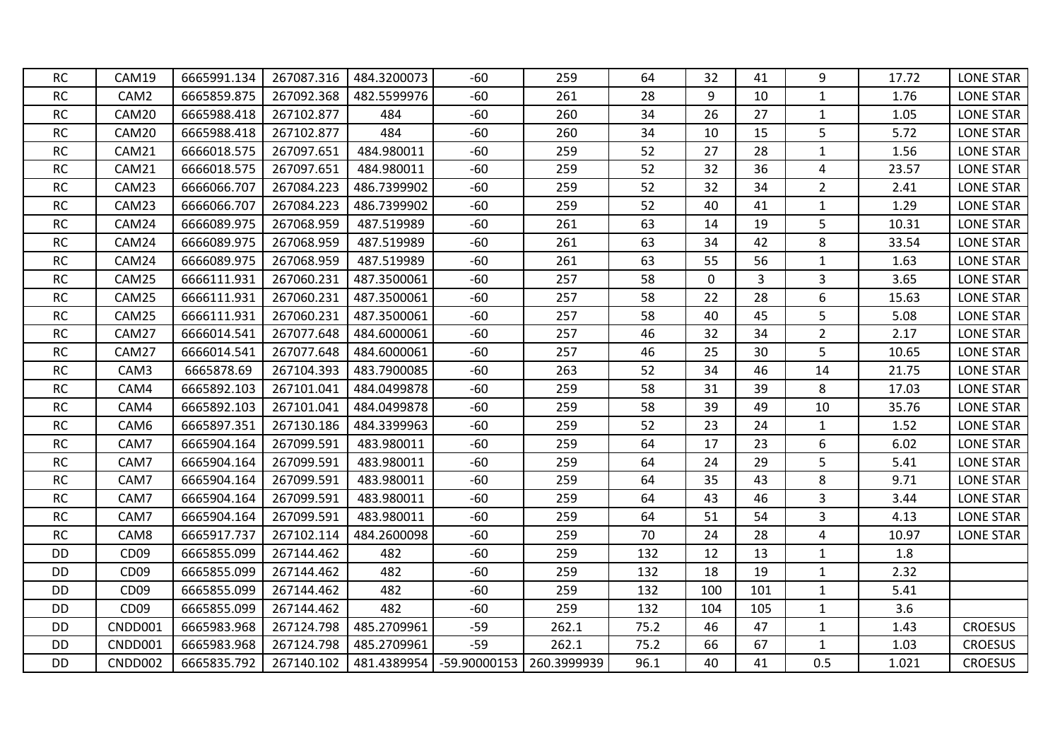| | | | | | | | | | | | | |
|---|---|---|---|---|---|---|---|---|---|---|---|---|
| RC | CAM19 | 6665991.134 | 267087.316 | 484.3200073 | -60 | 259 | 64 | 32 | 41 | 9 | 17.72 | LONE STAR |
| RC | CAM2 | 6665859.875 | 267092.368 | 482.5599976 | -60 | 261 | 28 | 9 | 10 | 1 | 1.76 | LONE STAR |
| RC | CAM20 | 6665988.418 | 267102.877 | 484 | -60 | 260 | 34 | 26 | 27 | 1 | 1.05 | LONE STAR |
| RC | CAM20 | 6665988.418 | 267102.877 | 484 | -60 | 260 | 34 | 10 | 15 | 5 | 5.72 | LONE STAR |
| RC | CAM21 | 6666018.575 | 267097.651 | 484.980011 | -60 | 259 | 52 | 27 | 28 | 1 | 1.56 | LONE STAR |
| RC | CAM21 | 6666018.575 | 267097.651 | 484.980011 | -60 | 259 | 52 | 32 | 36 | 4 | 23.57 | LONE STAR |
| RC | CAM23 | 6666066.707 | 267084.223 | 486.7399902 | -60 | 259 | 52 | 32 | 34 | 2 | 2.41 | LONE STAR |
| RC | CAM23 | 6666066.707 | 267084.223 | 486.7399902 | -60 | 259 | 52 | 40 | 41 | 1 | 1.29 | LONE STAR |
| RC | CAM24 | 6666089.975 | 267068.959 | 487.519989 | -60 | 261 | 63 | 14 | 19 | 5 | 10.31 | LONE STAR |
| RC | CAM24 | 6666089.975 | 267068.959 | 487.519989 | -60 | 261 | 63 | 34 | 42 | 8 | 33.54 | LONE STAR |
| RC | CAM24 | 6666089.975 | 267068.959 | 487.519989 | -60 | 261 | 63 | 55 | 56 | 1 | 1.63 | LONE STAR |
| RC | CAM25 | 6666111.931 | 267060.231 | 487.3500061 | -60 | 257 | 58 | 0 | 3 | 3 | 3.65 | LONE STAR |
| RC | CAM25 | 6666111.931 | 267060.231 | 487.3500061 | -60 | 257 | 58 | 22 | 28 | 6 | 15.63 | LONE STAR |
| RC | CAM25 | 6666111.931 | 267060.231 | 487.3500061 | -60 | 257 | 58 | 40 | 45 | 5 | 5.08 | LONE STAR |
| RC | CAM27 | 6666014.541 | 267077.648 | 484.6000061 | -60 | 257 | 46 | 32 | 34 | 2 | 2.17 | LONE STAR |
| RC | CAM27 | 6666014.541 | 267077.648 | 484.6000061 | -60 | 257 | 46 | 25 | 30 | 5 | 10.65 | LONE STAR |
| RC | CAM3 | 6665878.69 | 267104.393 | 483.7900085 | -60 | 263 | 52 | 34 | 46 | 14 | 21.75 | LONE STAR |
| RC | CAM4 | 6665892.103 | 267101.041 | 484.0499878 | -60 | 259 | 58 | 31 | 39 | 8 | 17.03 | LONE STAR |
| RC | CAM4 | 6665892.103 | 267101.041 | 484.0499878 | -60 | 259 | 58 | 39 | 49 | 10 | 35.76 | LONE STAR |
| RC | CAM6 | 6665897.351 | 267130.186 | 484.3399963 | -60 | 259 | 52 | 23 | 24 | 1 | 1.52 | LONE STAR |
| RC | CAM7 | 6665904.164 | 267099.591 | 483.980011 | -60 | 259 | 64 | 17 | 23 | 6 | 6.02 | LONE STAR |
| RC | CAM7 | 6665904.164 | 267099.591 | 483.980011 | -60 | 259 | 64 | 24 | 29 | 5 | 5.41 | LONE STAR |
| RC | CAM7 | 6665904.164 | 267099.591 | 483.980011 | -60 | 259 | 64 | 35 | 43 | 8 | 9.71 | LONE STAR |
| RC | CAM7 | 6665904.164 | 267099.591 | 483.980011 | -60 | 259 | 64 | 43 | 46 | 3 | 3.44 | LONE STAR |
| RC | CAM7 | 6665904.164 | 267099.591 | 483.980011 | -60 | 259 | 64 | 51 | 54 | 3 | 4.13 | LONE STAR |
| RC | CAM8 | 6665917.737 | 267102.114 | 484.2600098 | -60 | 259 | 70 | 24 | 28 | 4 | 10.97 | LONE STAR |
| DD | CD09 | 6665855.099 | 267144.462 | 482 | -60 | 259 | 132 | 12 | 13 | 1 | 1.8 | |
| DD | CD09 | 6665855.099 | 267144.462 | 482 | -60 | 259 | 132 | 18 | 19 | 1 | 2.32 | |
| DD | CD09 | 6665855.099 | 267144.462 | 482 | -60 | 259 | 132 | 100 | 101 | 1 | 5.41 | |
| DD | CD09 | 6665855.099 | 267144.462 | 482 | -60 | 259 | 132 | 104 | 105 | 1 | 3.6 | |
| DD | CNDD001 | 6665983.968 | 267124.798 | 485.2709961 | -59 | 262.1 | 75.2 | 46 | 47 | 1 | 1.43 | CROESUS |
| DD | CNDD001 | 6665983.968 | 267124.798 | 485.2709961 | -59 | 262.1 | 75.2 | 66 | 67 | 1 | 1.03 | CROESUS |
| DD | CNDD002 | 6665835.792 | 267140.102 | 481.4389954 | -59.90000153 | 260.3999939 | 96.1 | 40 | 41 | 0.5 | 1.021 | CROESUS |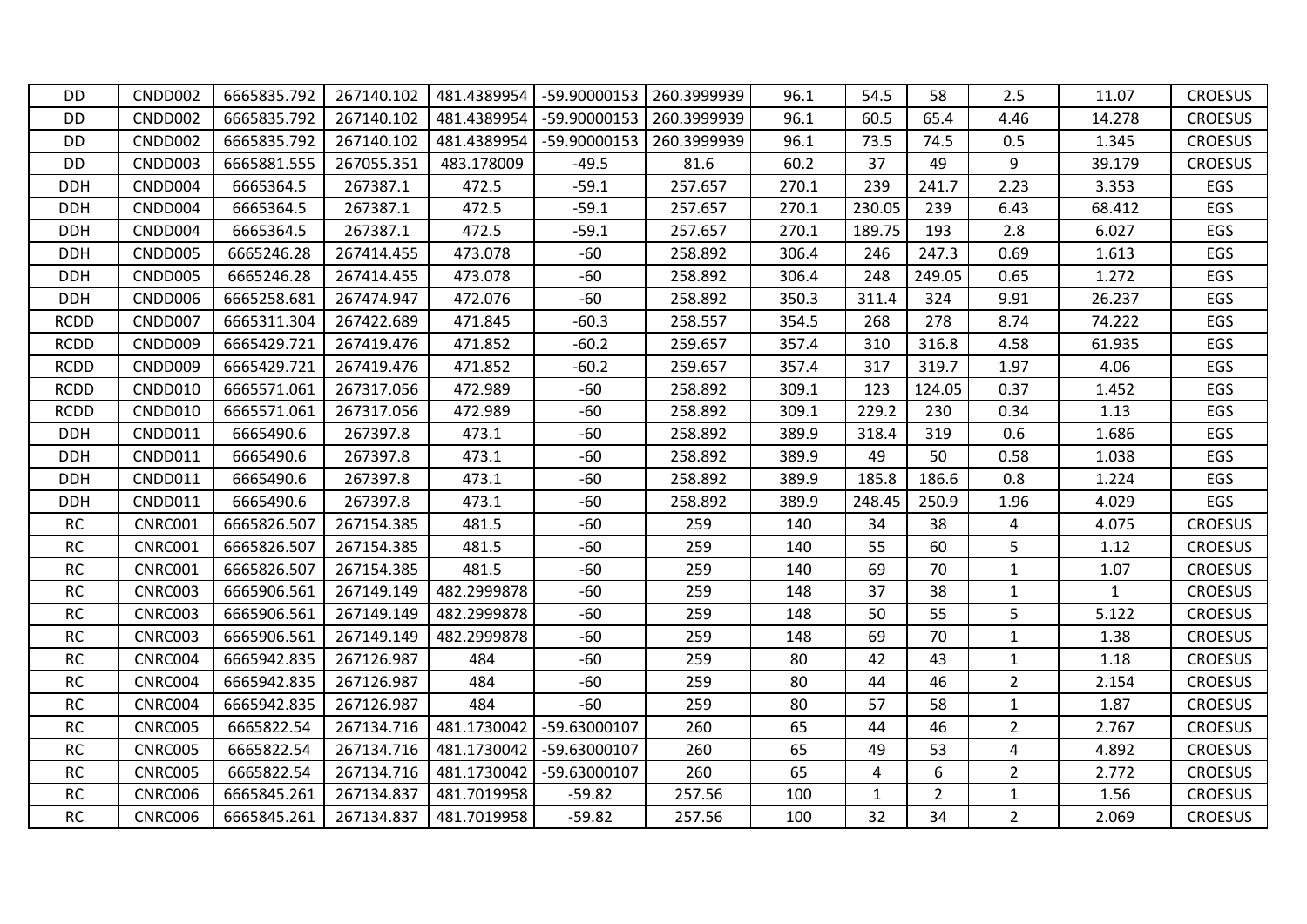| DD | CNDD002 | 6665835.792 | 267140.102 | 481.4389954 | -59.90000153 | 260.3999939 | 96.1 | 54.5 | 58 | 2.5 | 11.07 | CROESUS |
|---|---|---|---|---|---|---|---|---|---|---|---|---|
| DD | CNDD002 | 6665835.792 | 267140.102 | 481.4389954 | -59.90000153 | 260.3999939 | 96.1 | 60.5 | 65.4 | 4.46 | 14.278 | CROESUS |
| DD | CNDD002 | 6665835.792 | 267140.102 | 481.4389954 | -59.90000153 | 260.3999939 | 96.1 | 73.5 | 74.5 | 0.5 | 1.345 | CROESUS |
| DD | CNDD003 | 6665881.555 | 267055.351 | 483.178009 | -49.5 | 81.6 | 60.2 | 37 | 49 | 9 | 39.179 | CROESUS |
| DDH | CNDD004 | 6665364.5 | 267387.1 | 472.5 | -59.1 | 257.657 | 270.1 | 239 | 241.7 | 2.23 | 3.353 | EGS |
| DDH | CNDD004 | 6665364.5 | 267387.1 | 472.5 | -59.1 | 257.657 | 270.1 | 230.05 | 239 | 6.43 | 68.412 | EGS |
| DDH | CNDD004 | 6665364.5 | 267387.1 | 472.5 | -59.1 | 257.657 | 270.1 | 189.75 | 193 | 2.8 | 6.027 | EGS |
| DDH | CNDD005 | 6665246.28 | 267414.455 | 473.078 | -60 | 258.892 | 306.4 | 246 | 247.3 | 0.69 | 1.613 | EGS |
| DDH | CNDD005 | 6665246.28 | 267414.455 | 473.078 | -60 | 258.892 | 306.4 | 248 | 249.05 | 0.65 | 1.272 | EGS |
| DDH | CNDD006 | 6665258.681 | 267474.947 | 472.076 | -60 | 258.892 | 350.3 | 311.4 | 324 | 9.91 | 26.237 | EGS |
| RCDD | CNDD007 | 6665311.304 | 267422.689 | 471.845 | -60.3 | 258.557 | 354.5 | 268 | 278 | 8.74 | 74.222 | EGS |
| RCDD | CNDD009 | 6665429.721 | 267419.476 | 471.852 | -60.2 | 259.657 | 357.4 | 310 | 316.8 | 4.58 | 61.935 | EGS |
| RCDD | CNDD009 | 6665429.721 | 267419.476 | 471.852 | -60.2 | 259.657 | 357.4 | 317 | 319.7 | 1.97 | 4.06 | EGS |
| RCDD | CNDD010 | 6665571.061 | 267317.056 | 472.989 | -60 | 258.892 | 309.1 | 123 | 124.05 | 0.37 | 1.452 | EGS |
| RCDD | CNDD010 | 6665571.061 | 267317.056 | 472.989 | -60 | 258.892 | 309.1 | 229.2 | 230 | 0.34 | 1.13 | EGS |
| DDH | CNDD011 | 6665490.6 | 267397.8 | 473.1 | -60 | 258.892 | 389.9 | 318.4 | 319 | 0.6 | 1.686 | EGS |
| DDH | CNDD011 | 6665490.6 | 267397.8 | 473.1 | -60 | 258.892 | 389.9 | 49 | 50 | 0.58 | 1.038 | EGS |
| DDH | CNDD011 | 6665490.6 | 267397.8 | 473.1 | -60 | 258.892 | 389.9 | 185.8 | 186.6 | 0.8 | 1.224 | EGS |
| DDH | CNDD011 | 6665490.6 | 267397.8 | 473.1 | -60 | 258.892 | 389.9 | 248.45 | 250.9 | 1.96 | 4.029 | EGS |
| RC | CNRC001 | 6665826.507 | 267154.385 | 481.5 | -60 | 259 | 140 | 34 | 38 | 4 | 4.075 | CROESUS |
| RC | CNRC001 | 6665826.507 | 267154.385 | 481.5 | -60 | 259 | 140 | 55 | 60 | 5 | 1.12 | CROESUS |
| RC | CNRC001 | 6665826.507 | 267154.385 | 481.5 | -60 | 259 | 140 | 69 | 70 | 1 | 1.07 | CROESUS |
| RC | CNRC003 | 6665906.561 | 267149.149 | 482.2999878 | -60 | 259 | 148 | 37 | 38 | 1 | 1 | CROESUS |
| RC | CNRC003 | 6665906.561 | 267149.149 | 482.2999878 | -60 | 259 | 148 | 50 | 55 | 5 | 5.122 | CROESUS |
| RC | CNRC003 | 6665906.561 | 267149.149 | 482.2999878 | -60 | 259 | 148 | 69 | 70 | 1 | 1.38 | CROESUS |
| RC | CNRC004 | 6665942.835 | 267126.987 | 484 | -60 | 259 | 80 | 42 | 43 | 1 | 1.18 | CROESUS |
| RC | CNRC004 | 6665942.835 | 267126.987 | 484 | -60 | 259 | 80 | 44 | 46 | 2 | 2.154 | CROESUS |
| RC | CNRC004 | 6665942.835 | 267126.987 | 484 | -60 | 259 | 80 | 57 | 58 | 1 | 1.87 | CROESUS |
| RC | CNRC005 | 6665822.54 | 267134.716 | 481.1730042 | -59.63000107 | 260 | 65 | 44 | 46 | 2 | 2.767 | CROESUS |
| RC | CNRC005 | 6665822.54 | 267134.716 | 481.1730042 | -59.63000107 | 260 | 65 | 49 | 53 | 4 | 4.892 | CROESUS |
| RC | CNRC005 | 6665822.54 | 267134.716 | 481.1730042 | -59.63000107 | 260 | 65 | 4 | 6 | 2 | 2.772 | CROESUS |
| RC | CNRC006 | 6665845.261 | 267134.837 | 481.7019958 | -59.82 | 257.56 | 100 | 1 | 2 | 1 | 1.56 | CROESUS |
| RC | CNRC006 | 6665845.261 | 267134.837 | 481.7019958 | -59.82 | 257.56 | 100 | 32 | 34 | 2 | 2.069 | CROESUS |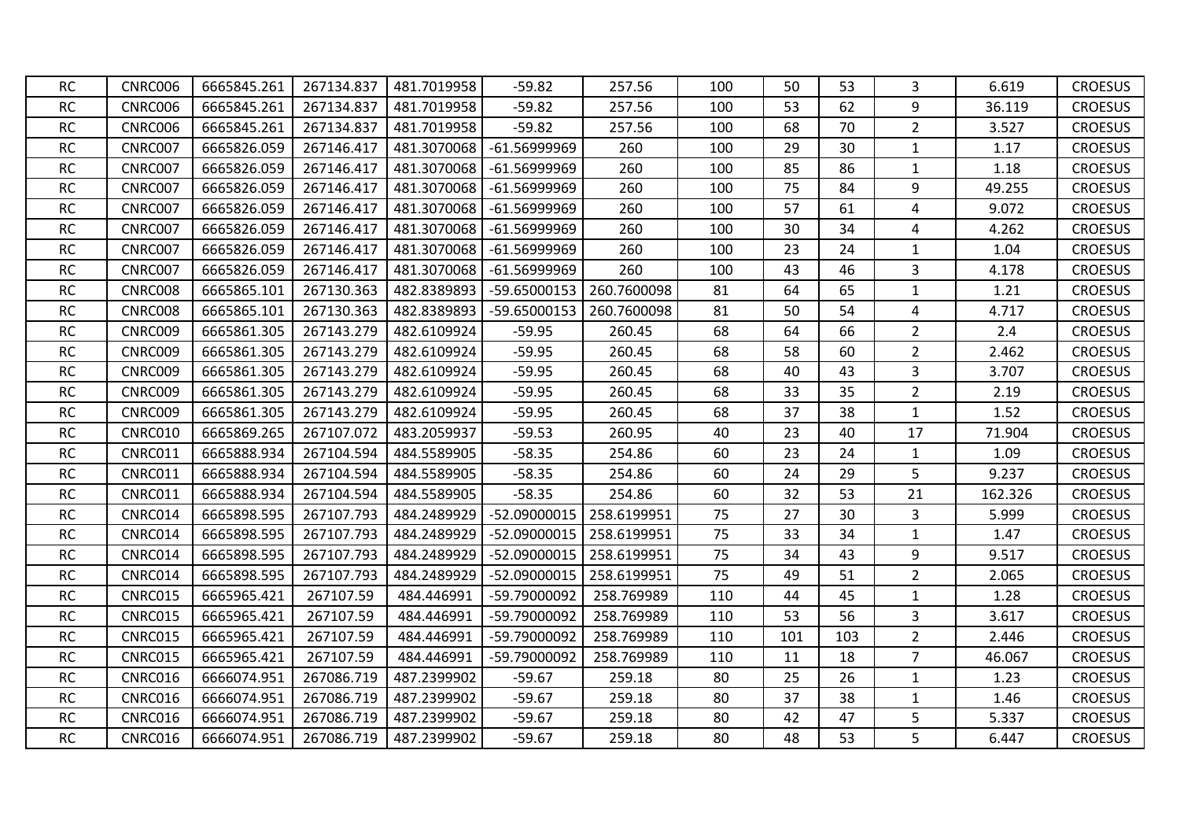| | | | | | | | | | | | | |
|---|---|---|---|---|---|---|---|---|---|---|---|---|
| RC | CNRC006 | 6665845.261 | 267134.837 | 481.7019958 | -59.82 | 257.56 | 100 | 50 | 53 | 3 | 6.619 | CROESUS |
| RC | CNRC006 | 6665845.261 | 267134.837 | 481.7019958 | -59.82 | 257.56 | 100 | 53 | 62 | 9 | 36.119 | CROESUS |
| RC | CNRC006 | 6665845.261 | 267134.837 | 481.7019958 | -59.82 | 257.56 | 100 | 68 | 70 | 2 | 3.527 | CROESUS |
| RC | CNRC007 | 6665826.059 | 267146.417 | 481.3070068 | -61.56999969 | 260 | 100 | 29 | 30 | 1 | 1.17 | CROESUS |
| RC | CNRC007 | 6665826.059 | 267146.417 | 481.3070068 | -61.56999969 | 260 | 100 | 85 | 86 | 1 | 1.18 | CROESUS |
| RC | CNRC007 | 6665826.059 | 267146.417 | 481.3070068 | -61.56999969 | 260 | 100 | 75 | 84 | 9 | 49.255 | CROESUS |
| RC | CNRC007 | 6665826.059 | 267146.417 | 481.3070068 | -61.56999969 | 260 | 100 | 57 | 61 | 4 | 9.072 | CROESUS |
| RC | CNRC007 | 6665826.059 | 267146.417 | 481.3070068 | -61.56999969 | 260 | 100 | 30 | 34 | 4 | 4.262 | CROESUS |
| RC | CNRC007 | 6665826.059 | 267146.417 | 481.3070068 | -61.56999969 | 260 | 100 | 23 | 24 | 1 | 1.04 | CROESUS |
| RC | CNRC007 | 6665826.059 | 267146.417 | 481.3070068 | -61.56999969 | 260 | 100 | 43 | 46 | 3 | 4.178 | CROESUS |
| RC | CNRC008 | 6665865.101 | 267130.363 | 482.8389893 | -59.65000153 | 260.7600098 | 81 | 64 | 65 | 1 | 1.21 | CROESUS |
| RC | CNRC008 | 6665865.101 | 267130.363 | 482.8389893 | -59.65000153 | 260.7600098 | 81 | 50 | 54 | 4 | 4.717 | CROESUS |
| RC | CNRC009 | 6665861.305 | 267143.279 | 482.6109924 | -59.95 | 260.45 | 68 | 64 | 66 | 2 | 2.4 | CROESUS |
| RC | CNRC009 | 6665861.305 | 267143.279 | 482.6109924 | -59.95 | 260.45 | 68 | 58 | 60 | 2 | 2.462 | CROESUS |
| RC | CNRC009 | 6665861.305 | 267143.279 | 482.6109924 | -59.95 | 260.45 | 68 | 40 | 43 | 3 | 3.707 | CROESUS |
| RC | CNRC009 | 6665861.305 | 267143.279 | 482.6109924 | -59.95 | 260.45 | 68 | 33 | 35 | 2 | 2.19 | CROESUS |
| RC | CNRC009 | 6665861.305 | 267143.279 | 482.6109924 | -59.95 | 260.45 | 68 | 37 | 38 | 1 | 1.52 | CROESUS |
| RC | CNRC010 | 6665869.265 | 267107.072 | 483.2059937 | -59.53 | 260.95 | 40 | 23 | 40 | 17 | 71.904 | CROESUS |
| RC | CNRC011 | 6665888.934 | 267104.594 | 484.5589905 | -58.35 | 254.86 | 60 | 23 | 24 | 1 | 1.09 | CROESUS |
| RC | CNRC011 | 6665888.934 | 267104.594 | 484.5589905 | -58.35 | 254.86 | 60 | 24 | 29 | 5 | 9.237 | CROESUS |
| RC | CNRC011 | 6665888.934 | 267104.594 | 484.5589905 | -58.35 | 254.86 | 60 | 32 | 53 | 21 | 162.326 | CROESUS |
| RC | CNRC014 | 6665898.595 | 267107.793 | 484.2489929 | -52.09000015 | 258.6199951 | 75 | 27 | 30 | 3 | 5.999 | CROESUS |
| RC | CNRC014 | 6665898.595 | 267107.793 | 484.2489929 | -52.09000015 | 258.6199951 | 75 | 33 | 34 | 1 | 1.47 | CROESUS |
| RC | CNRC014 | 6665898.595 | 267107.793 | 484.2489929 | -52.09000015 | 258.6199951 | 75 | 34 | 43 | 9 | 9.517 | CROESUS |
| RC | CNRC014 | 6665898.595 | 267107.793 | 484.2489929 | -52.09000015 | 258.6199951 | 75 | 49 | 51 | 2 | 2.065 | CROESUS |
| RC | CNRC015 | 6665965.421 | 267107.59 | 484.446991 | -59.79000092 | 258.769989 | 110 | 44 | 45 | 1 | 1.28 | CROESUS |
| RC | CNRC015 | 6665965.421 | 267107.59 | 484.446991 | -59.79000092 | 258.769989 | 110 | 53 | 56 | 3 | 3.617 | CROESUS |
| RC | CNRC015 | 6665965.421 | 267107.59 | 484.446991 | -59.79000092 | 258.769989 | 110 | 101 | 103 | 2 | 2.446 | CROESUS |
| RC | CNRC015 | 6665965.421 | 267107.59 | 484.446991 | -59.79000092 | 258.769989 | 110 | 11 | 18 | 7 | 46.067 | CROESUS |
| RC | CNRC016 | 6666074.951 | 267086.719 | 487.2399902 | -59.67 | 259.18 | 80 | 25 | 26 | 1 | 1.23 | CROESUS |
| RC | CNRC016 | 6666074.951 | 267086.719 | 487.2399902 | -59.67 | 259.18 | 80 | 37 | 38 | 1 | 1.46 | CROESUS |
| RC | CNRC016 | 6666074.951 | 267086.719 | 487.2399902 | -59.67 | 259.18 | 80 | 42 | 47 | 5 | 5.337 | CROESUS |
| RC | CNRC016 | 6666074.951 | 267086.719 | 487.2399902 | -59.67 | 259.18 | 80 | 48 | 53 | 5 | 6.447 | CROESUS |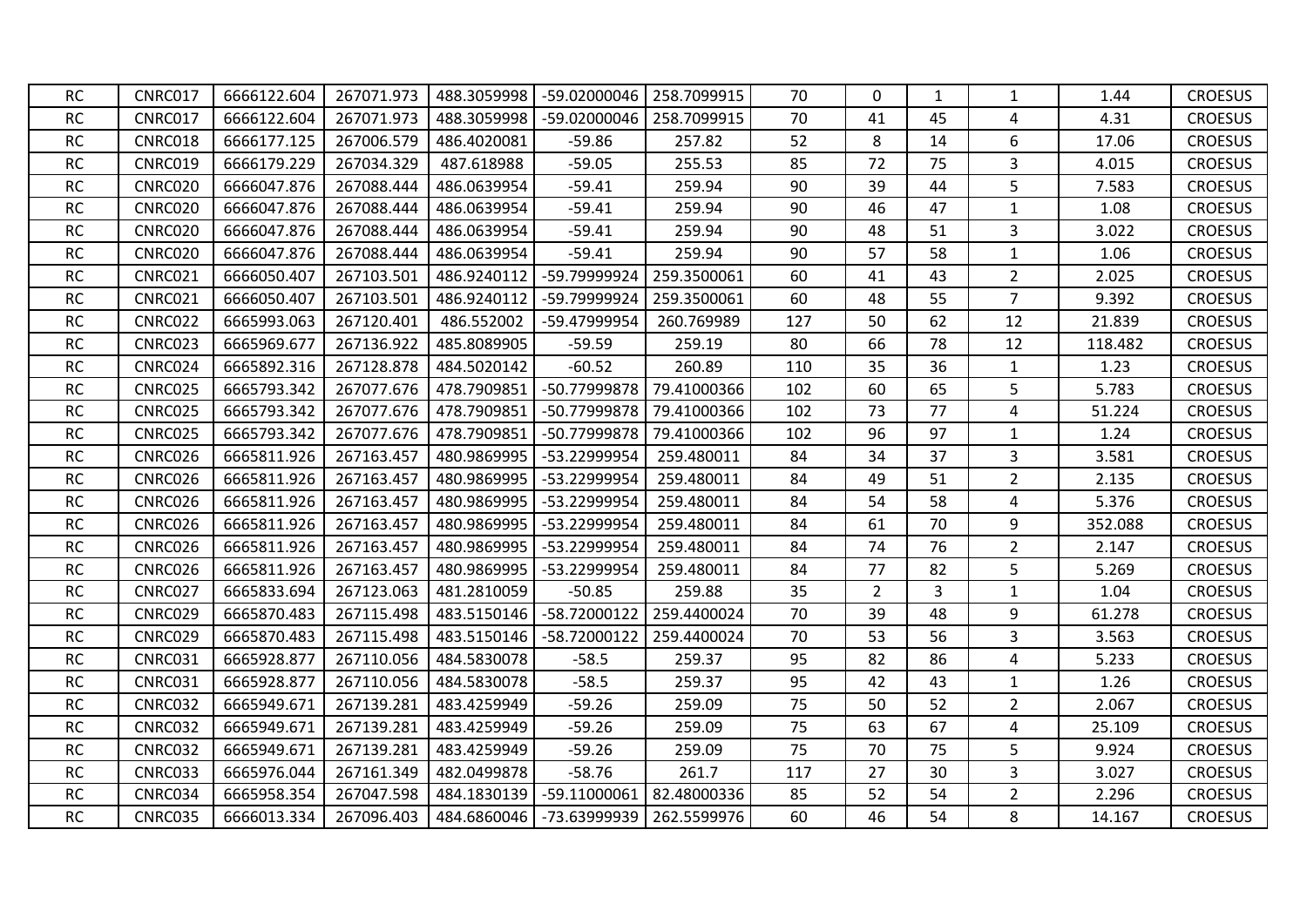| RC | CNRC017 | 6666122.604 | 267071.973 | 488.3059998 | -59.02000046 | 258.7099915 | 70 | 0 | 1 | 1 | 1.44 | CROESUS |
|---|---|---|---|---|---|---|---|---|---|---|---|---|
| RC | CNRC017 | 6666122.604 | 267071.973 | 488.3059998 | -59.02000046 | 258.7099915 | 70 | 41 | 45 | 4 | 4.31 | CROESUS |
| RC | CNRC018 | 6666177.125 | 267006.579 | 486.4020081 | -59.86 | 257.82 | 52 | 8 | 14 | 6 | 17.06 | CROESUS |
| RC | CNRC019 | 6666179.229 | 267034.329 | 487.618988 | -59.05 | 255.53 | 85 | 72 | 75 | 3 | 4.015 | CROESUS |
| RC | CNRC020 | 6666047.876 | 267088.444 | 486.0639954 | -59.41 | 259.94 | 90 | 39 | 44 | 5 | 7.583 | CROESUS |
| RC | CNRC020 | 6666047.876 | 267088.444 | 486.0639954 | -59.41 | 259.94 | 90 | 46 | 47 | 1 | 1.08 | CROESUS |
| RC | CNRC020 | 6666047.876 | 267088.444 | 486.0639954 | -59.41 | 259.94 | 90 | 48 | 51 | 3 | 3.022 | CROESUS |
| RC | CNRC020 | 6666047.876 | 267088.444 | 486.0639954 | -59.41 | 259.94 | 90 | 57 | 58 | 1 | 1.06 | CROESUS |
| RC | CNRC021 | 6666050.407 | 267103.501 | 486.9240112 | -59.79999924 | 259.3500061 | 60 | 41 | 43 | 2 | 2.025 | CROESUS |
| RC | CNRC021 | 6666050.407 | 267103.501 | 486.9240112 | -59.79999924 | 259.3500061 | 60 | 48 | 55 | 7 | 9.392 | CROESUS |
| RC | CNRC022 | 6665993.063 | 267120.401 | 486.552002 | -59.47999954 | 260.769989 | 127 | 50 | 62 | 12 | 21.839 | CROESUS |
| RC | CNRC023 | 6665969.677 | 267136.922 | 485.8089905 | -59.59 | 259.19 | 80 | 66 | 78 | 12 | 118.482 | CROESUS |
| RC | CNRC024 | 6665892.316 | 267128.878 | 484.5020142 | -60.52 | 260.89 | 110 | 35 | 36 | 1 | 1.23 | CROESUS |
| RC | CNRC025 | 6665793.342 | 267077.676 | 478.7909851 | -50.77999878 | 79.41000366 | 102 | 60 | 65 | 5 | 5.783 | CROESUS |
| RC | CNRC025 | 6665793.342 | 267077.676 | 478.7909851 | -50.77999878 | 79.41000366 | 102 | 73 | 77 | 4 | 51.224 | CROESUS |
| RC | CNRC025 | 6665793.342 | 267077.676 | 478.7909851 | -50.77999878 | 79.41000366 | 102 | 96 | 97 | 1 | 1.24 | CROESUS |
| RC | CNRC026 | 6665811.926 | 267163.457 | 480.9869995 | -53.22999954 | 259.480011 | 84 | 34 | 37 | 3 | 3.581 | CROESUS |
| RC | CNRC026 | 6665811.926 | 267163.457 | 480.9869995 | -53.22999954 | 259.480011 | 84 | 49 | 51 | 2 | 2.135 | CROESUS |
| RC | CNRC026 | 6665811.926 | 267163.457 | 480.9869995 | -53.22999954 | 259.480011 | 84 | 54 | 58 | 4 | 5.376 | CROESUS |
| RC | CNRC026 | 6665811.926 | 267163.457 | 480.9869995 | -53.22999954 | 259.480011 | 84 | 61 | 70 | 9 | 352.088 | CROESUS |
| RC | CNRC026 | 6665811.926 | 267163.457 | 480.9869995 | -53.22999954 | 259.480011 | 84 | 74 | 76 | 2 | 2.147 | CROESUS |
| RC | CNRC026 | 6665811.926 | 267163.457 | 480.9869995 | -53.22999954 | 259.480011 | 84 | 77 | 82 | 5 | 5.269 | CROESUS |
| RC | CNRC027 | 6665833.694 | 267123.063 | 481.2810059 | -50.85 | 259.88 | 35 | 2 | 3 | 1 | 1.04 | CROESUS |
| RC | CNRC029 | 6665870.483 | 267115.498 | 483.5150146 | -58.72000122 | 259.4400024 | 70 | 39 | 48 | 9 | 61.278 | CROESUS |
| RC | CNRC029 | 6665870.483 | 267115.498 | 483.5150146 | -58.72000122 | 259.4400024 | 70 | 53 | 56 | 3 | 3.563 | CROESUS |
| RC | CNRC031 | 6665928.877 | 267110.056 | 484.5830078 | -58.5 | 259.37 | 95 | 82 | 86 | 4 | 5.233 | CROESUS |
| RC | CNRC031 | 6665928.877 | 267110.056 | 484.5830078 | -58.5 | 259.37 | 95 | 42 | 43 | 1 | 1.26 | CROESUS |
| RC | CNRC032 | 6665949.671 | 267139.281 | 483.4259949 | -59.26 | 259.09 | 75 | 50 | 52 | 2 | 2.067 | CROESUS |
| RC | CNRC032 | 6665949.671 | 267139.281 | 483.4259949 | -59.26 | 259.09 | 75 | 63 | 67 | 4 | 25.109 | CROESUS |
| RC | CNRC032 | 6665949.671 | 267139.281 | 483.4259949 | -59.26 | 259.09 | 75 | 70 | 75 | 5 | 9.924 | CROESUS |
| RC | CNRC033 | 6665976.044 | 267161.349 | 482.0499878 | -58.76 | 261.7 | 117 | 27 | 30 | 3 | 3.027 | CROESUS |
| RC | CNRC034 | 6665958.354 | 267047.598 | 484.1830139 | -59.11000061 | 82.48000336 | 85 | 52 | 54 | 2 | 2.296 | CROESUS |
| RC | CNRC035 | 6666013.334 | 267096.403 | 484.6860046 | -73.63999939 | 262.5599976 | 60 | 46 | 54 | 8 | 14.167 | CROESUS |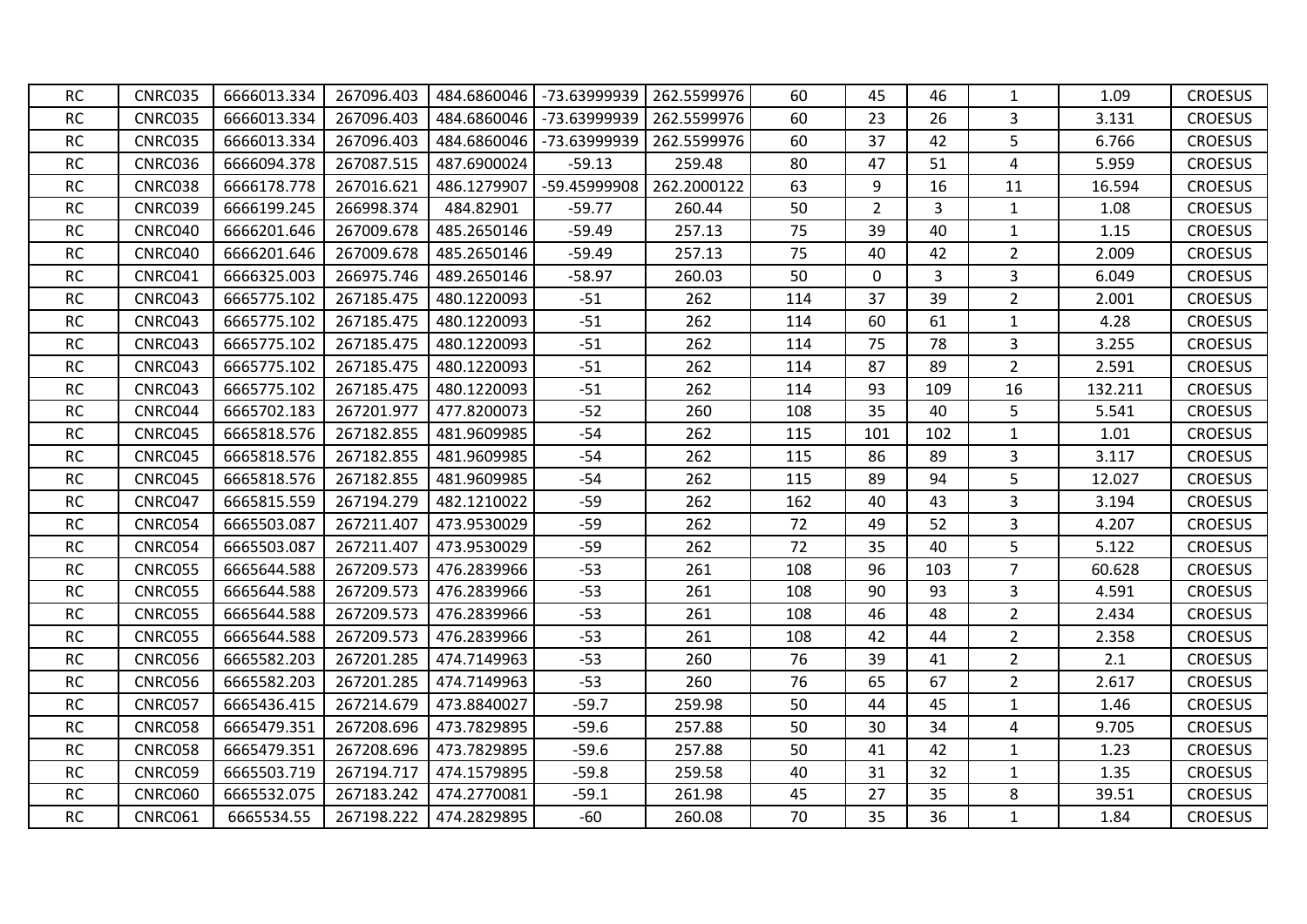| RC | CNRC035 | 6666013.334 | 267096.403 | 484.6860046 | -73.63999939 | 262.5599976 | 60 | 45 | 46 | 1 | 1.09 | CROESUS |
|---|---|---|---|---|---|---|---|---|---|---|---|---|
| RC | CNRC035 | 6666013.334 | 267096.403 | 484.6860046 | -73.63999939 | 262.5599976 | 60 | 23 | 26 | 3 | 3.131 | CROESUS |
| RC | CNRC035 | 6666013.334 | 267096.403 | 484.6860046 | -73.63999939 | 262.5599976 | 60 | 37 | 42 | 5 | 6.766 | CROESUS |
| RC | CNRC036 | 6666094.378 | 267087.515 | 487.6900024 | -59.13 | 259.48 | 80 | 47 | 51 | 4 | 5.959 | CROESUS |
| RC | CNRC038 | 6666178.778 | 267016.621 | 486.1279907 | -59.45999908 | 262.2000122 | 63 | 9 | 16 | 11 | 16.594 | CROESUS |
| RC | CNRC039 | 6666199.245 | 266998.374 | 484.82901 | -59.77 | 260.44 | 50 | 2 | 3 | 1 | 1.08 | CROESUS |
| RC | CNRC040 | 6666201.646 | 267009.678 | 485.2650146 | -59.49 | 257.13 | 75 | 39 | 40 | 1 | 1.15 | CROESUS |
| RC | CNRC040 | 6666201.646 | 267009.678 | 485.2650146 | -59.49 | 257.13 | 75 | 40 | 42 | 2 | 2.009 | CROESUS |
| RC | CNRC041 | 6666325.003 | 266975.746 | 489.2650146 | -58.97 | 260.03 | 50 | 0 | 3 | 3 | 6.049 | CROESUS |
| RC | CNRC043 | 6665775.102 | 267185.475 | 480.1220093 | -51 | 262 | 114 | 37 | 39 | 2 | 2.001 | CROESUS |
| RC | CNRC043 | 6665775.102 | 267185.475 | 480.1220093 | -51 | 262 | 114 | 60 | 61 | 1 | 4.28 | CROESUS |
| RC | CNRC043 | 6665775.102 | 267185.475 | 480.1220093 | -51 | 262 | 114 | 75 | 78 | 3 | 3.255 | CROESUS |
| RC | CNRC043 | 6665775.102 | 267185.475 | 480.1220093 | -51 | 262 | 114 | 87 | 89 | 2 | 2.591 | CROESUS |
| RC | CNRC043 | 6665775.102 | 267185.475 | 480.1220093 | -51 | 262 | 114 | 93 | 109 | 16 | 132.211 | CROESUS |
| RC | CNRC044 | 6665702.183 | 267201.977 | 477.8200073 | -52 | 260 | 108 | 35 | 40 | 5 | 5.541 | CROESUS |
| RC | CNRC045 | 6665818.576 | 267182.855 | 481.9609985 | -54 | 262 | 115 | 101 | 102 | 1 | 1.01 | CROESUS |
| RC | CNRC045 | 6665818.576 | 267182.855 | 481.9609985 | -54 | 262 | 115 | 86 | 89 | 3 | 3.117 | CROESUS |
| RC | CNRC045 | 6665818.576 | 267182.855 | 481.9609985 | -54 | 262 | 115 | 89 | 94 | 5 | 12.027 | CROESUS |
| RC | CNRC047 | 6665815.559 | 267194.279 | 482.1210022 | -59 | 262 | 162 | 40 | 43 | 3 | 3.194 | CROESUS |
| RC | CNRC054 | 6665503.087 | 267211.407 | 473.9530029 | -59 | 262 | 72 | 49 | 52 | 3 | 4.207 | CROESUS |
| RC | CNRC054 | 6665503.087 | 267211.407 | 473.9530029 | -59 | 262 | 72 | 35 | 40 | 5 | 5.122 | CROESUS |
| RC | CNRC055 | 6665644.588 | 267209.573 | 476.2839966 | -53 | 261 | 108 | 96 | 103 | 7 | 60.628 | CROESUS |
| RC | CNRC055 | 6665644.588 | 267209.573 | 476.2839966 | -53 | 261 | 108 | 90 | 93 | 3 | 4.591 | CROESUS |
| RC | CNRC055 | 6665644.588 | 267209.573 | 476.2839966 | -53 | 261 | 108 | 46 | 48 | 2 | 2.434 | CROESUS |
| RC | CNRC055 | 6665644.588 | 267209.573 | 476.2839966 | -53 | 261 | 108 | 42 | 44 | 2 | 2.358 | CROESUS |
| RC | CNRC056 | 6665582.203 | 267201.285 | 474.7149963 | -53 | 260 | 76 | 39 | 41 | 2 | 2.1 | CROESUS |
| RC | CNRC056 | 6665582.203 | 267201.285 | 474.7149963 | -53 | 260 | 76 | 65 | 67 | 2 | 2.617 | CROESUS |
| RC | CNRC057 | 6665436.415 | 267214.679 | 473.8840027 | -59.7 | 259.98 | 50 | 44 | 45 | 1 | 1.46 | CROESUS |
| RC | CNRC058 | 6665479.351 | 267208.696 | 473.7829895 | -59.6 | 257.88 | 50 | 30 | 34 | 4 | 9.705 | CROESUS |
| RC | CNRC058 | 6665479.351 | 267208.696 | 473.7829895 | -59.6 | 257.88 | 50 | 41 | 42 | 1 | 1.23 | CROESUS |
| RC | CNRC059 | 6665503.719 | 267194.717 | 474.1579895 | -59.8 | 259.58 | 40 | 31 | 32 | 1 | 1.35 | CROESUS |
| RC | CNRC060 | 6665532.075 | 267183.242 | 474.2770081 | -59.1 | 261.98 | 45 | 27 | 35 | 8 | 39.51 | CROESUS |
| RC | CNRC061 | 6665534.55 | 267198.222 | 474.2829895 | -60 | 260.08 | 70 | 35 | 36 | 1 | 1.84 | CROESUS |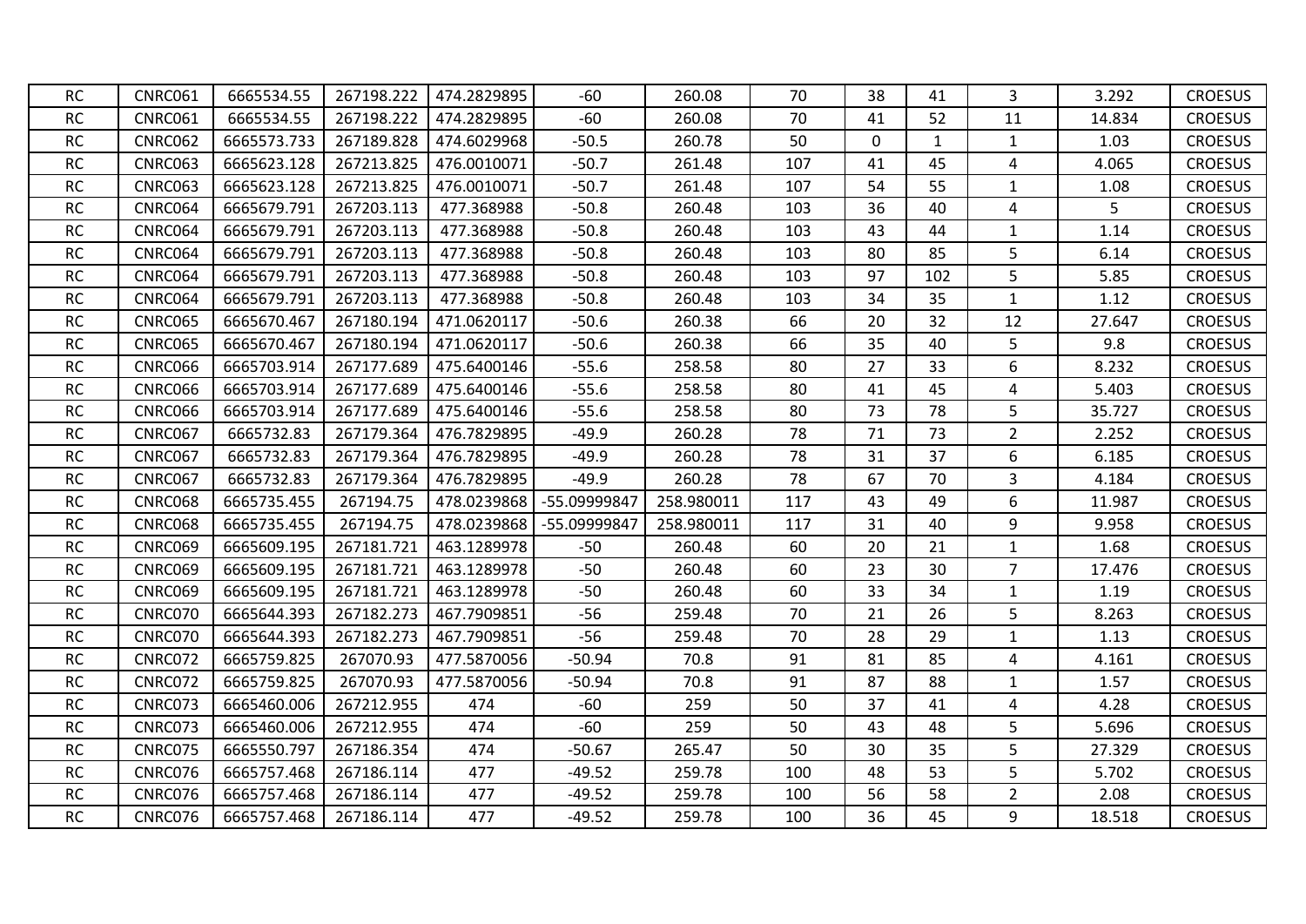| | | | | | | | | | | | | |
|---|---|---|---|---|---|---|---|---|---|---|---|---|
| RC | CNRC061 | 6665534.55 | 267198.222 | 474.2829895 | -60 | 260.08 | 70 | 38 | 41 | 3 | 3.292 | CROESUS |
| RC | CNRC061 | 6665534.55 | 267198.222 | 474.2829895 | -60 | 260.08 | 70 | 41 | 52 | 11 | 14.834 | CROESUS |
| RC | CNRC062 | 6665573.733 | 267189.828 | 474.6029968 | -50.5 | 260.78 | 50 | 0 | 1 | 1 | 1.03 | CROESUS |
| RC | CNRC063 | 6665623.128 | 267213.825 | 476.0010071 | -50.7 | 261.48 | 107 | 41 | 45 | 4 | 4.065 | CROESUS |
| RC | CNRC063 | 6665623.128 | 267213.825 | 476.0010071 | -50.7 | 261.48 | 107 | 54 | 55 | 1 | 1.08 | CROESUS |
| RC | CNRC064 | 6665679.791 | 267203.113 | 477.368988 | -50.8 | 260.48 | 103 | 36 | 40 | 4 | 5 | CROESUS |
| RC | CNRC064 | 6665679.791 | 267203.113 | 477.368988 | -50.8 | 260.48 | 103 | 43 | 44 | 1 | 1.14 | CROESUS |
| RC | CNRC064 | 6665679.791 | 267203.113 | 477.368988 | -50.8 | 260.48 | 103 | 80 | 85 | 5 | 6.14 | CROESUS |
| RC | CNRC064 | 6665679.791 | 267203.113 | 477.368988 | -50.8 | 260.48 | 103 | 97 | 102 | 5 | 5.85 | CROESUS |
| RC | CNRC064 | 6665679.791 | 267203.113 | 477.368988 | -50.8 | 260.48 | 103 | 34 | 35 | 1 | 1.12 | CROESUS |
| RC | CNRC065 | 6665670.467 | 267180.194 | 471.0620117 | -50.6 | 260.38 | 66 | 20 | 32 | 12 | 27.647 | CROESUS |
| RC | CNRC065 | 6665670.467 | 267180.194 | 471.0620117 | -50.6 | 260.38 | 66 | 35 | 40 | 5 | 9.8 | CROESUS |
| RC | CNRC066 | 6665703.914 | 267177.689 | 475.6400146 | -55.6 | 258.58 | 80 | 27 | 33 | 6 | 8.232 | CROESUS |
| RC | CNRC066 | 6665703.914 | 267177.689 | 475.6400146 | -55.6 | 258.58 | 80 | 41 | 45 | 4 | 5.403 | CROESUS |
| RC | CNRC066 | 6665703.914 | 267177.689 | 475.6400146 | -55.6 | 258.58 | 80 | 73 | 78 | 5 | 35.727 | CROESUS |
| RC | CNRC067 | 6665732.83 | 267179.364 | 476.7829895 | -49.9 | 260.28 | 78 | 71 | 73 | 2 | 2.252 | CROESUS |
| RC | CNRC067 | 6665732.83 | 267179.364 | 476.7829895 | -49.9 | 260.28 | 78 | 31 | 37 | 6 | 6.185 | CROESUS |
| RC | CNRC067 | 6665732.83 | 267179.364 | 476.7829895 | -49.9 | 260.28 | 78 | 67 | 70 | 3 | 4.184 | CROESUS |
| RC | CNRC068 | 6665735.455 | 267194.75 | 478.0239868 | -55.09999847 | 258.980011 | 117 | 43 | 49 | 6 | 11.987 | CROESUS |
| RC | CNRC068 | 6665735.455 | 267194.75 | 478.0239868 | -55.09999847 | 258.980011 | 117 | 31 | 40 | 9 | 9.958 | CROESUS |
| RC | CNRC069 | 6665609.195 | 267181.721 | 463.1289978 | -50 | 260.48 | 60 | 20 | 21 | 1 | 1.68 | CROESUS |
| RC | CNRC069 | 6665609.195 | 267181.721 | 463.1289978 | -50 | 260.48 | 60 | 23 | 30 | 7 | 17.476 | CROESUS |
| RC | CNRC069 | 6665609.195 | 267181.721 | 463.1289978 | -50 | 260.48 | 60 | 33 | 34 | 1 | 1.19 | CROESUS |
| RC | CNRC070 | 6665644.393 | 267182.273 | 467.7909851 | -56 | 259.48 | 70 | 21 | 26 | 5 | 8.263 | CROESUS |
| RC | CNRC070 | 6665644.393 | 267182.273 | 467.7909851 | -56 | 259.48 | 70 | 28 | 29 | 1 | 1.13 | CROESUS |
| RC | CNRC072 | 6665759.825 | 267070.93 | 477.5870056 | -50.94 | 70.8 | 91 | 81 | 85 | 4 | 4.161 | CROESUS |
| RC | CNRC072 | 6665759.825 | 267070.93 | 477.5870056 | -50.94 | 70.8 | 91 | 87 | 88 | 1 | 1.57 | CROESUS |
| RC | CNRC073 | 6665460.006 | 267212.955 | 474 | -60 | 259 | 50 | 37 | 41 | 4 | 4.28 | CROESUS |
| RC | CNRC073 | 6665460.006 | 267212.955 | 474 | -60 | 259 | 50 | 43 | 48 | 5 | 5.696 | CROESUS |
| RC | CNRC075 | 6665550.797 | 267186.354 | 474 | -50.67 | 265.47 | 50 | 30 | 35 | 5 | 27.329 | CROESUS |
| RC | CNRC076 | 6665757.468 | 267186.114 | 477 | -49.52 | 259.78 | 100 | 48 | 53 | 5 | 5.702 | CROESUS |
| RC | CNRC076 | 6665757.468 | 267186.114 | 477 | -49.52 | 259.78 | 100 | 56 | 58 | 2 | 2.08 | CROESUS |
| RC | CNRC076 | 6665757.468 | 267186.114 | 477 | -49.52 | 259.78 | 100 | 36 | 45 | 9 | 18.518 | CROESUS |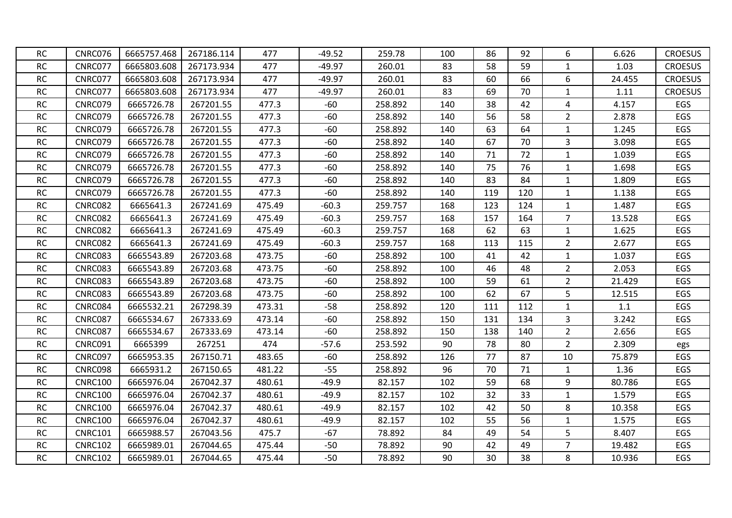| RC | CNRC076 | 6665757.468 | 267186.114 | 477 | -49.52 | 259.78 | 100 | 86 | 92 | 6 | 6.626 | CROESUS |
|---|---|---|---|---|---|---|---|---|---|---|---|---|
| RC | CNRC077 | 6665803.608 | 267173.934 | 477 | -49.97 | 260.01 | 83 | 58 | 59 | 1 | 1.03 | CROESUS |
| RC | CNRC077 | 6665803.608 | 267173.934 | 477 | -49.97 | 260.01 | 83 | 60 | 66 | 6 | 24.455 | CROESUS |
| RC | CNRC077 | 6665803.608 | 267173.934 | 477 | -49.97 | 260.01 | 83 | 69 | 70 | 1 | 1.11 | CROESUS |
| RC | CNRC079 | 6665726.78 | 267201.55 | 477.3 | -60 | 258.892 | 140 | 38 | 42 | 4 | 4.157 | EGS |
| RC | CNRC079 | 6665726.78 | 267201.55 | 477.3 | -60 | 258.892 | 140 | 56 | 58 | 2 | 2.878 | EGS |
| RC | CNRC079 | 6665726.78 | 267201.55 | 477.3 | -60 | 258.892 | 140 | 63 | 64 | 1 | 1.245 | EGS |
| RC | CNRC079 | 6665726.78 | 267201.55 | 477.3 | -60 | 258.892 | 140 | 67 | 70 | 3 | 3.098 | EGS |
| RC | CNRC079 | 6665726.78 | 267201.55 | 477.3 | -60 | 258.892 | 140 | 71 | 72 | 1 | 1.039 | EGS |
| RC | CNRC079 | 6665726.78 | 267201.55 | 477.3 | -60 | 258.892 | 140 | 75 | 76 | 1 | 1.698 | EGS |
| RC | CNRC079 | 6665726.78 | 267201.55 | 477.3 | -60 | 258.892 | 140 | 83 | 84 | 1 | 1.809 | EGS |
| RC | CNRC079 | 6665726.78 | 267201.55 | 477.3 | -60 | 258.892 | 140 | 119 | 120 | 1 | 1.138 | EGS |
| RC | CNRC082 | 6665641.3 | 267241.69 | 475.49 | -60.3 | 259.757 | 168 | 123 | 124 | 1 | 1.487 | EGS |
| RC | CNRC082 | 6665641.3 | 267241.69 | 475.49 | -60.3 | 259.757 | 168 | 157 | 164 | 7 | 13.528 | EGS |
| RC | CNRC082 | 6665641.3 | 267241.69 | 475.49 | -60.3 | 259.757 | 168 | 62 | 63 | 1 | 1.625 | EGS |
| RC | CNRC082 | 6665641.3 | 267241.69 | 475.49 | -60.3 | 259.757 | 168 | 113 | 115 | 2 | 2.677 | EGS |
| RC | CNRC083 | 6665543.89 | 267203.68 | 473.75 | -60 | 258.892 | 100 | 41 | 42 | 1 | 1.037 | EGS |
| RC | CNRC083 | 6665543.89 | 267203.68 | 473.75 | -60 | 258.892 | 100 | 46 | 48 | 2 | 2.053 | EGS |
| RC | CNRC083 | 6665543.89 | 267203.68 | 473.75 | -60 | 258.892 | 100 | 59 | 61 | 2 | 21.429 | EGS |
| RC | CNRC083 | 6665543.89 | 267203.68 | 473.75 | -60 | 258.892 | 100 | 62 | 67 | 5 | 12.515 | EGS |
| RC | CNRC084 | 6665532.21 | 267298.39 | 473.31 | -58 | 258.892 | 120 | 111 | 112 | 1 | 1.1 | EGS |
| RC | CNRC087 | 6665534.67 | 267333.69 | 473.14 | -60 | 258.892 | 150 | 131 | 134 | 3 | 3.242 | EGS |
| RC | CNRC087 | 6665534.67 | 267333.69 | 473.14 | -60 | 258.892 | 150 | 138 | 140 | 2 | 2.656 | EGS |
| RC | CNRC091 | 6665399 | 267251 | 474 | -57.6 | 253.592 | 90 | 78 | 80 | 2 | 2.309 | egs |
| RC | CNRC097 | 6665953.35 | 267150.71 | 483.65 | -60 | 258.892 | 126 | 77 | 87 | 10 | 75.879 | EGS |
| RC | CNRC098 | 6665931.2 | 267150.65 | 481.22 | -55 | 258.892 | 96 | 70 | 71 | 1 | 1.36 | EGS |
| RC | CNRC100 | 6665976.04 | 267042.37 | 480.61 | -49.9 | 82.157 | 102 | 59 | 68 | 9 | 80.786 | EGS |
| RC | CNRC100 | 6665976.04 | 267042.37 | 480.61 | -49.9 | 82.157 | 102 | 32 | 33 | 1 | 1.579 | EGS |
| RC | CNRC100 | 6665976.04 | 267042.37 | 480.61 | -49.9 | 82.157 | 102 | 42 | 50 | 8 | 10.358 | EGS |
| RC | CNRC100 | 6665976.04 | 267042.37 | 480.61 | -49.9 | 82.157 | 102 | 55 | 56 | 1 | 1.575 | EGS |
| RC | CNRC101 | 6665988.57 | 267043.56 | 475.7 | -67 | 78.892 | 84 | 49 | 54 | 5 | 8.407 | EGS |
| RC | CNRC102 | 6665989.01 | 267044.65 | 475.44 | -50 | 78.892 | 90 | 42 | 49 | 7 | 19.482 | EGS |
| RC | CNRC102 | 6665989.01 | 267044.65 | 475.44 | -50 | 78.892 | 90 | 30 | 38 | 8 | 10.936 | EGS |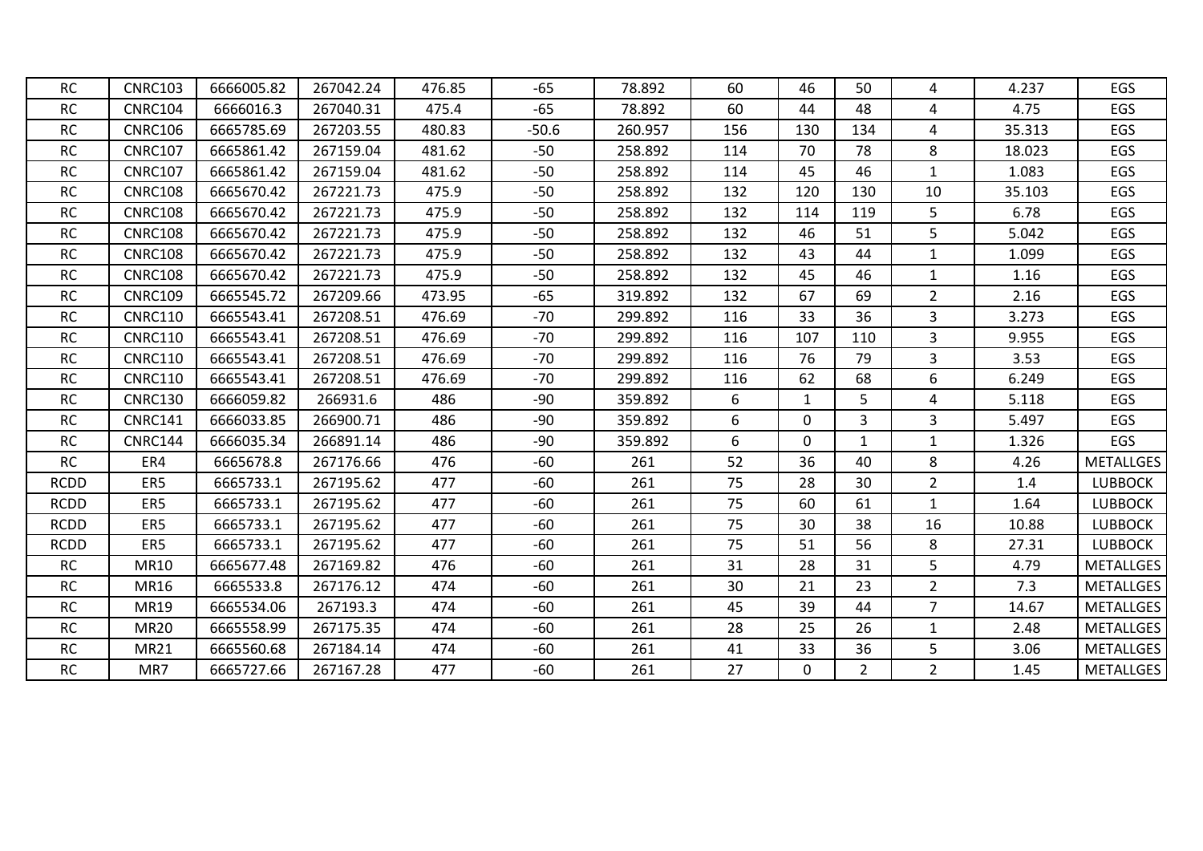| | | | | | | | | | | | | |
|---|---|---|---|---|---|---|---|---|---|---|---|---|
| RC | CNRC103 | 6666005.82 | 267042.24 | 476.85 | -65 | 78.892 | 60 | 46 | 50 | 4 | 4.237 | EGS |
| RC | CNRC104 | 6666016.3 | 267040.31 | 475.4 | -65 | 78.892 | 60 | 44 | 48 | 4 | 4.75 | EGS |
| RC | CNRC106 | 6665785.69 | 267203.55 | 480.83 | -50.6 | 260.957 | 156 | 130 | 134 | 4 | 35.313 | EGS |
| RC | CNRC107 | 6665861.42 | 267159.04 | 481.62 | -50 | 258.892 | 114 | 70 | 78 | 8 | 18.023 | EGS |
| RC | CNRC107 | 6665861.42 | 267159.04 | 481.62 | -50 | 258.892 | 114 | 45 | 46 | 1 | 1.083 | EGS |
| RC | CNRC108 | 6665670.42 | 267221.73 | 475.9 | -50 | 258.892 | 132 | 120 | 130 | 10 | 35.103 | EGS |
| RC | CNRC108 | 6665670.42 | 267221.73 | 475.9 | -50 | 258.892 | 132 | 114 | 119 | 5 | 6.78 | EGS |
| RC | CNRC108 | 6665670.42 | 267221.73 | 475.9 | -50 | 258.892 | 132 | 46 | 51 | 5 | 5.042 | EGS |
| RC | CNRC108 | 6665670.42 | 267221.73 | 475.9 | -50 | 258.892 | 132 | 43 | 44 | 1 | 1.099 | EGS |
| RC | CNRC108 | 6665670.42 | 267221.73 | 475.9 | -50 | 258.892 | 132 | 45 | 46 | 1 | 1.16 | EGS |
| RC | CNRC109 | 6665545.72 | 267209.66 | 473.95 | -65 | 319.892 | 132 | 67 | 69 | 2 | 2.16 | EGS |
| RC | CNRC110 | 6665543.41 | 267208.51 | 476.69 | -70 | 299.892 | 116 | 33 | 36 | 3 | 3.273 | EGS |
| RC | CNRC110 | 6665543.41 | 267208.51 | 476.69 | -70 | 299.892 | 116 | 107 | 110 | 3 | 9.955 | EGS |
| RC | CNRC110 | 6665543.41 | 267208.51 | 476.69 | -70 | 299.892 | 116 | 76 | 79 | 3 | 3.53 | EGS |
| RC | CNRC110 | 6665543.41 | 267208.51 | 476.69 | -70 | 299.892 | 116 | 62 | 68 | 6 | 6.249 | EGS |
| RC | CNRC130 | 6666059.82 | 266931.6 | 486 | -90 | 359.892 | 6 | 1 | 5 | 4 | 5.118 | EGS |
| RC | CNRC141 | 6666033.85 | 266900.71 | 486 | -90 | 359.892 | 6 | 0 | 3 | 3 | 5.497 | EGS |
| RC | CNRC144 | 6666035.34 | 266891.14 | 486 | -90 | 359.892 | 6 | 0 | 1 | 1 | 1.326 | EGS |
| RC | ER4 | 6665678.8 | 267176.66 | 476 | -60 | 261 | 52 | 36 | 40 | 8 | 4.26 | METALLGES |
| RCDD | ER5 | 6665733.1 | 267195.62 | 477 | -60 | 261 | 75 | 28 | 30 | 2 | 1.4 | LUBBOCK |
| RCDD | ER5 | 6665733.1 | 267195.62 | 477 | -60 | 261 | 75 | 60 | 61 | 1 | 1.64 | LUBBOCK |
| RCDD | ER5 | 6665733.1 | 267195.62 | 477 | -60 | 261 | 75 | 30 | 38 | 16 | 10.88 | LUBBOCK |
| RCDD | ER5 | 6665733.1 | 267195.62 | 477 | -60 | 261 | 75 | 51 | 56 | 8 | 27.31 | LUBBOCK |
| RC | MR10 | 6665677.48 | 267169.82 | 476 | -60 | 261 | 31 | 28 | 31 | 5 | 4.79 | METALLGES |
| RC | MR16 | 6665533.8 | 267176.12 | 474 | -60 | 261 | 30 | 21 | 23 | 2 | 7.3 | METALLGES |
| RC | MR19 | 6665534.06 | 267193.3 | 474 | -60 | 261 | 45 | 39 | 44 | 7 | 14.67 | METALLGES |
| RC | MR20 | 6665558.99 | 267175.35 | 474 | -60 | 261 | 28 | 25 | 26 | 1 | 2.48 | METALLGES |
| RC | MR21 | 6665560.68 | 267184.14 | 474 | -60 | 261 | 41 | 33 | 36 | 5 | 3.06 | METALLGES |
| RC | MR7 | 6665727.66 | 267167.28 | 477 | -60 | 261 | 27 | 0 | 2 | 2 | 1.45 | METALLGES |